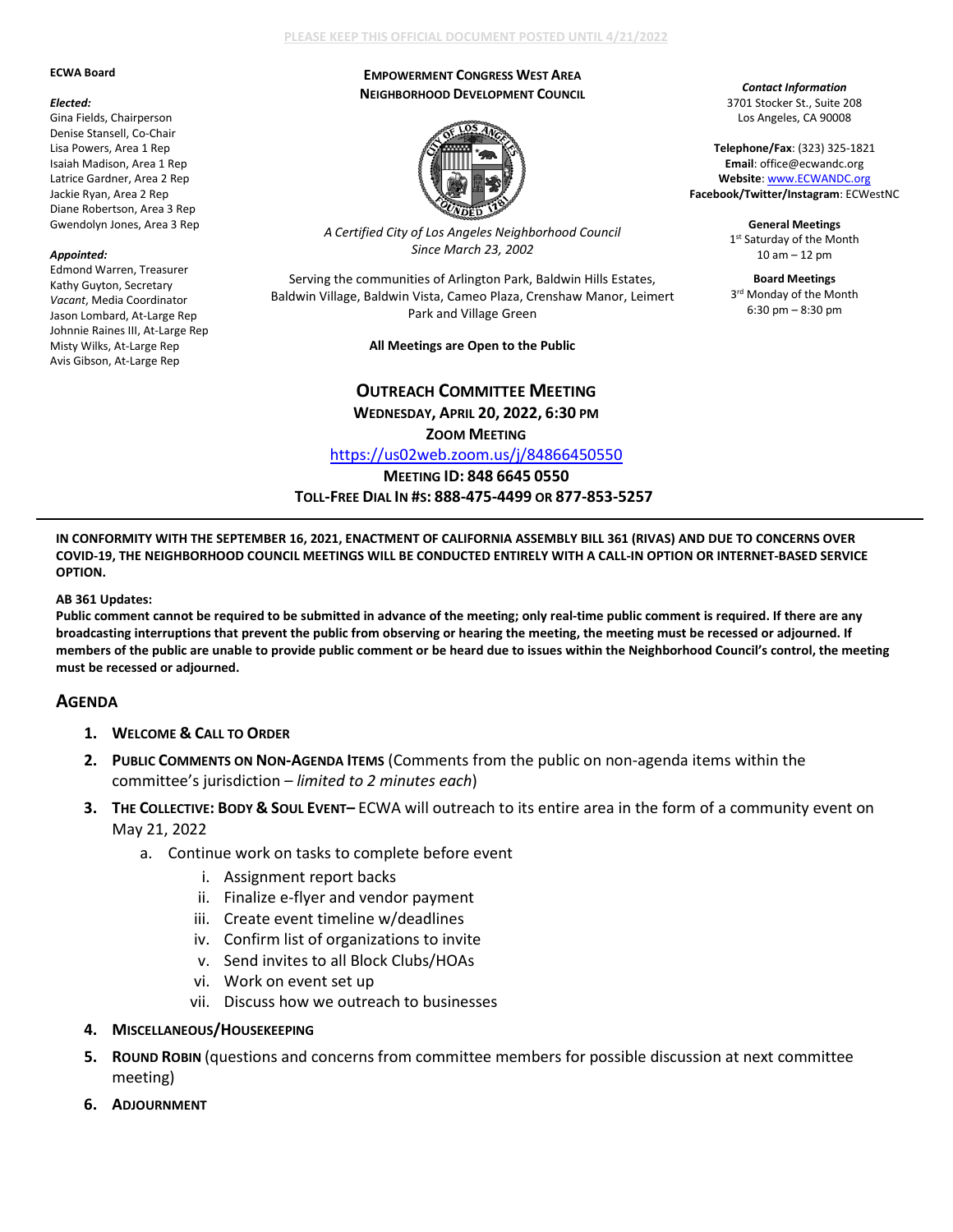PLEASE KEEP THIS OFFICIAL DOCUMENT POSTED UNTIL 4/21/2022

**ECWA Board**

*Elected:*
Gina Fields, Chairperson
Denise Stansell, Co-Chair
Lisa Powers, Area 1 Rep
Isaiah Madison, Area 1 Rep
Latrice Gardner, Area 2 Rep
Jackie Ryan, Area 2 Rep
Diane Robertson, Area 3 Rep
Gwendolyn Jones, Area 3 Rep

*Appointed:*
Edmond Warren, Treasurer
Kathy Guyton, Secretary
*Vacant*, Media Coordinator
Jason Lombard, At-Large Rep
Johnnie Raines III, At-Large Rep
Misty Wilks, At-Large Rep
Avis Gibson, At-Large Rep

**EMPOWERMENT CONGRESS WEST AREA NEIGHBORHOOD DEVELOPMENT COUNCIL**

*A Certified City of Los Angeles Neighborhood Council Since March 23, 2002*

Serving the communities of Arlington Park, Baldwin Hills Estates, Baldwin Village, Baldwin Vista, Cameo Plaza, Crenshaw Manor, Leimert Park and Village Green

**All Meetings are Open to the Public**

***Contact Information***
3701 Stocker St., Suite 208
Los Angeles, CA 90008

**Telephone/Fax**: (323) 325-1821
**Email**: office@ecwandc.org
**Website**: www.ECWANDC.org
**Facebook/Twitter/Instagram**: ECWestNC

**General Meetings**
1st Saturday of the Month
10 am – 12 pm

**Board Meetings**
3rd Monday of the Month
6:30 pm – 8:30 pm

# OUTREACH COMMITTEE MEETING

**WEDNESDAY, APRIL 20, 2022, 6:30 PM**

**ZOOM MEETING**

https://us02web.zoom.us/j/84866450550

**MEETING ID: 848 6645 0550**

**TOLL-FREE DIAL IN #S: 888-475-4499 OR 877-853-5257**

---

**IN CONFORMITY WITH THE SEPTEMBER 16, 2021, ENACTMENT OF CALIFORNIA ASSEMBLY BILL 361 (RIVAS) AND DUE TO CONCERNS OVER COVID-19, THE NEIGHBORHOOD COUNCIL MEETINGS WILL BE CONDUCTED ENTIRELY WITH A CALL-IN OPTION OR INTERNET-BASED SERVICE OPTION.**

**AB 361 Updates:**
**Public comment cannot be required to be submitted in advance of the meeting; only real-time public comment is required. If there are any broadcasting interruptions that prevent the public from observing or hearing the meeting, the meeting must be recessed or adjourned. If members of the public are unable to provide public comment or be heard due to issues within the Neighborhood Council's control, the meeting must be recessed or adjourned.**

## AGENDA

1. **WELCOME & CALL TO ORDER**
2. **PUBLIC COMMENTS ON NON-AGENDA ITEMS** (Comments from the public on non-agenda items within the committee's jurisdiction – *limited to 2 minutes each*)
3. **THE COLLECTIVE: BODY & SOUL EVENT–** ECWA will outreach to its entire area in the form of a community event on May 21, 2022
   a. Continue work on tasks to complete before event
      i. Assignment report backs
      ii. Finalize e-flyer and vendor payment
      iii. Create event timeline w/deadlines
      iv. Confirm list of organizations to invite
      v. Send invites to all Block Clubs/HOAs
      vi. Work on event set up
      vii. Discuss how we outreach to businesses
4. **MISCELLANEOUS/HOUSEKEEPING**
5. **ROUND ROBIN** (questions and concerns from committee members for possible discussion at next committee meeting)
6. **ADJOURNMENT**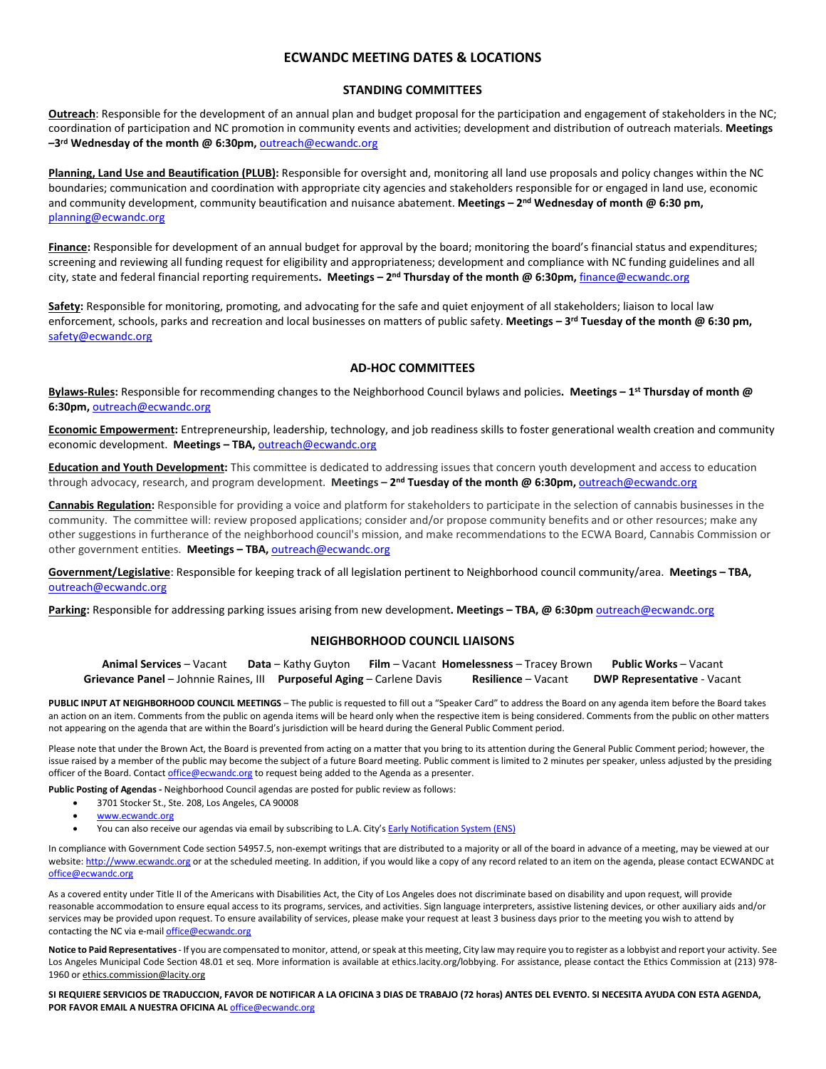# ECWANDC MEETING DATES & LOCATIONS

## STANDING COMMITTEES

**Outreach**: Responsible for the development of an annual plan and budget proposal for the participation and engagement of stakeholders in the NC; coordination of participation and NC promotion in community events and activities; development and distribution of outreach materials. **Meetings –3rd Wednesday of the month @ 6:30pm,** outreach@ecwandc.org

**Planning, Land Use and Beautification (PLUB):** Responsible for oversight and, monitoring all land use proposals and policy changes within the NC boundaries; communication and coordination with appropriate city agencies and stakeholders responsible for or engaged in land use, economic and community development, community beautification and nuisance abatement. **Meetings – 2nd Wednesday of month @ 6:30 pm,** planning@ecwandc.org

**Finance:** Responsible for development of an annual budget for approval by the board; monitoring the board's financial status and expenditures; screening and reviewing all funding request for eligibility and appropriateness; development and compliance with NC funding guidelines and all city, state and federal financial reporting requirements**. Meetings – 2nd Thursday of the month @ 6:30pm,** finance@ecwandc.org

**Safety:** Responsible for monitoring, promoting, and advocating for the safe and quiet enjoyment of all stakeholders; liaison to local law enforcement, schools, parks and recreation and local businesses on matters of public safety. **Meetings – 3rd Tuesday of the month @ 6:30 pm,** safety@ecwandc.org

## AD-HOC COMMITTEES

**Bylaws-Rules:** Responsible for recommending changes to the Neighborhood Council bylaws and policies**. Meetings – 1st Thursday of month @ 6:30pm,** outreach@ecwandc.org

**Economic Empowerment:** Entrepreneurship, leadership, technology, and job readiness skills to foster generational wealth creation and community economic development. **Meetings – TBA,** outreach@ecwandc.org

**Education and Youth Development:** This committee is dedicated to addressing issues that concern youth development and access to education through advocacy, research, and program development. **Meetings – 2nd Tuesday of the month @ 6:30pm,** outreach@ecwandc.org

**Cannabis Regulation:** Responsible for providing a voice and platform for stakeholders to participate in the selection of cannabis businesses in the community. The committee will: review proposed applications; consider and/or propose community benefits and or other resources; make any other suggestions in furtherance of the neighborhood council's mission, and make recommendations to the ECWA Board, Cannabis Commission or other government entities. **Meetings – TBA,** outreach@ecwandc.org

**Government/Legislative**: Responsible for keeping track of all legislation pertinent to Neighborhood council community/area. **Meetings – TBA,** outreach@ecwandc.org

**Parking:** Responsible for addressing parking issues arising from new development**. Meetings – TBA, @ 6:30pm** outreach@ecwandc.org

## NEIGHBORHOOD COUNCIL LIAISONS

**Animal Services** – Vacant **Data** – Kathy Guyton **Film** – Vacant **Homelessness** – Tracey Brown **Public Works** – Vacant
**Grievance Panel** – Johnnie Raines, III **Purposeful Aging** – Carlene Davis **Resilience** – Vacant **DWP Representative** - Vacant

**PUBLIC INPUT AT NEIGHBORHOOD COUNCIL MEETINGS** – The public is requested to fill out a "Speaker Card" to address the Board on any agenda item before the Board takes an action on an item. Comments from the public on agenda items will be heard only when the respective item is being considered. Comments from the public on other matters not appearing on the agenda that are within the Board's jurisdiction will be heard during the General Public Comment period.

Please note that under the Brown Act, the Board is prevented from acting on a matter that you bring to its attention during the General Public Comment period; however, the issue raised by a member of the public may become the subject of a future Board meeting. Public comment is limited to 2 minutes per speaker, unless adjusted by the presiding officer of the Board. Contact office@ecwandc.org to request being added to the Agenda as a presenter.

**Public Posting of Agendas -** Neighborhood Council agendas are posted for public review as follows:

- 3701 Stocker St., Ste. 208, Los Angeles, CA 90008
- www.ecwandc.org
- You can also receive our agendas via email by subscribing to L.A. City's Early Notification System (ENS)

In compliance with Government Code section 54957.5, non-exempt writings that are distributed to a majority or all of the board in advance of a meeting, may be viewed at our website: http://www.ecwandc.org or at the scheduled meeting. In addition, if you would like a copy of any record related to an item on the agenda, please contact ECWANDC at office@ecwandc.org

As a covered entity under Title II of the Americans with Disabilities Act, the City of Los Angeles does not discriminate based on disability and upon request, will provide reasonable accommodation to ensure equal access to its programs, services, and activities. Sign language interpreters, assistive listening devices, or other auxiliary aids and/or services may be provided upon request. To ensure availability of services, please make your request at least 3 business days prior to the meeting you wish to attend by contacting the NC via e-mail office@ecwandc.org

**Notice to Paid Representatives** - If you are compensated to monitor, attend, or speak at this meeting, City law may require you to register as a lobbyist and report your activity. See Los Angeles Municipal Code Section 48.01 et seq. More information is available at ethics.lacity.org/lobbying. For assistance, please contact the Ethics Commission at (213) 978-1960 or ethics.commission@lacity.org

**SI REQUIERE SERVICIOS DE TRADUCCION, FAVOR DE NOTIFICAR A LA OFICINA 3 DIAS DE TRABAJO (72 horas) ANTES DEL EVENTO. SI NECESITA AYUDA CON ESTA AGENDA, POR FAVOR EMAIL A NUESTRA OFICINA AL** office@ecwandc.org